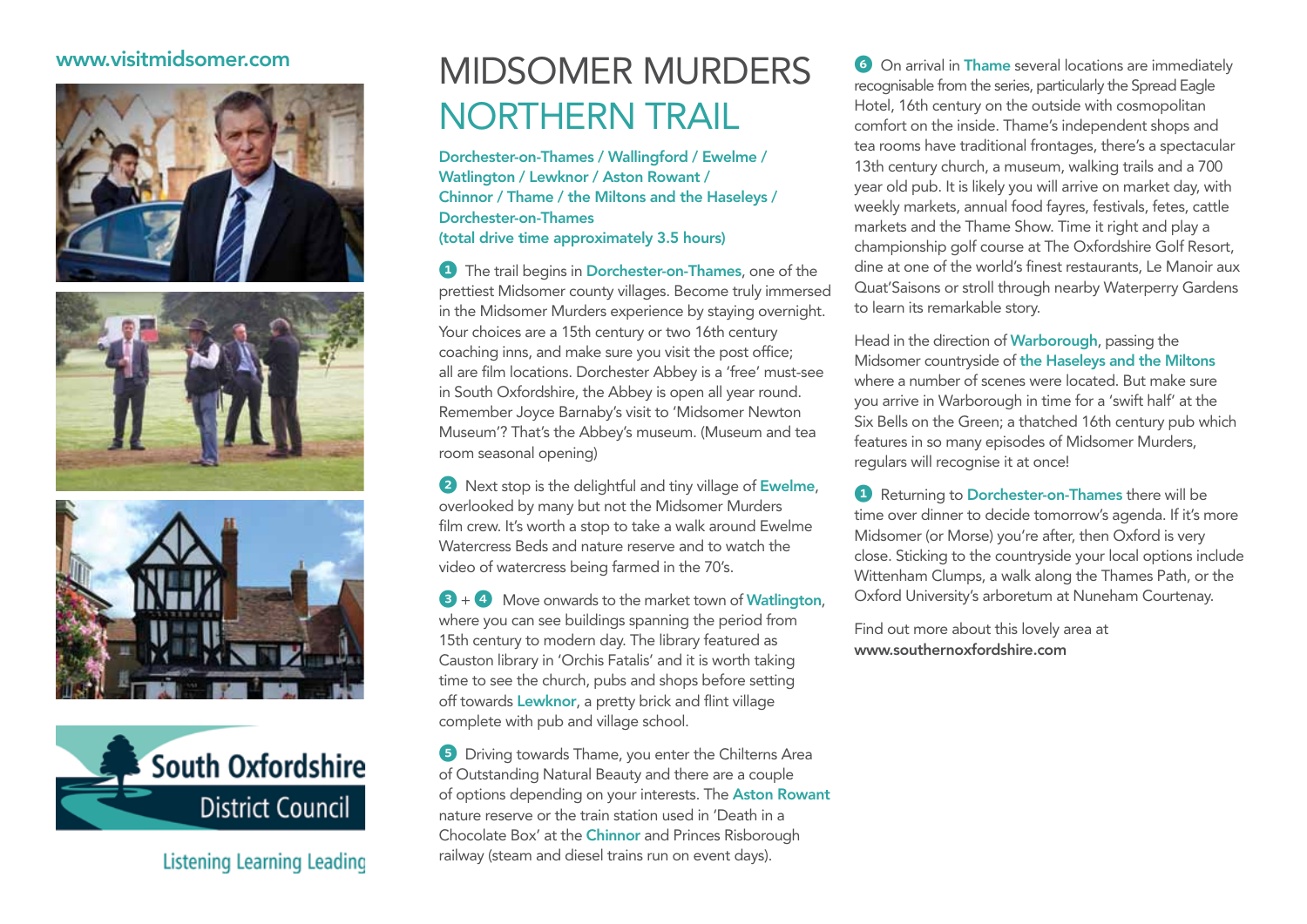www.visitmidsomer.com

South Oxfordshire District Council

Listening Learning Leading

# MIDSOMER MURDERS NORTHERN TRAIL

**Dorchester-on-Thames / Wallingford / Ewelme / Watlington / Lewknor / Aston Rowant / Chinnor / Thame / the Miltons and the Haseleys / Dorchester-on-Thames**
**(total drive time approximately 3.5 hours)**

**1** The trail begins in **Dorchester-on-Thames**, one of the prettiest Midsomer county villages. Become truly immersed in the Midsomer Murders experience by staying overnight. Your choices are a 15th century or two 16th century coaching inns, and make sure you visit the post office; all are film locations. Dorchester Abbey is a 'free' must-see in South Oxfordshire, the Abbey is open all year round. Remember Joyce Barnaby's visit to 'Midsomer Newton Museum'? That's the Abbey's museum. (Museum and tea room seasonal opening)

**2** Next stop is the delightful and tiny village of **Ewelme**, overlooked by many but not the Midsomer Murders film crew. It's worth a stop to take a walk around Ewelme Watercress Beds and nature reserve and to watch the video of watercress being farmed in the 70's.

**3** + **4** Move onwards to the market town of **Watlington**, where you can see buildings spanning the period from 15th century to modern day. The library featured as Causton library in 'Orchis Fatalis' and it is worth taking time to see the church, pubs and shops before setting off towards **Lewknor**, a pretty brick and flint village complete with pub and village school.

**5** Driving towards Thame, you enter the Chilterns Area of Outstanding Natural Beauty and there are a couple of options depending on your interests. The **Aston Rowant** nature reserve or the train station used in 'Death in a Chocolate Box' at the **Chinnor** and Princes Risborough railway (steam and diesel trains run on event days).

**6** On arrival in **Thame** several locations are immediately recognisable from the series, particularly the Spread Eagle Hotel, 16th century on the outside with cosmopolitan comfort on the inside. Thame's independent shops and tea rooms have traditional frontages, there's a spectacular 13th century church, a museum, walking trails and a 700 year old pub. It is likely you will arrive on market day, with weekly markets, annual food fayres, festivals, fetes, cattle markets and the Thame Show. Time it right and play a championship golf course at The Oxfordshire Golf Resort, dine at one of the world's finest restaurants, Le Manoir aux Quat'Saisons or stroll through nearby Waterperry Gardens to learn its remarkable story.

Head in the direction of **Warborough**, passing the Midsomer countryside of **the Haseleys and the Miltons** where a number of scenes were located. But make sure you arrive in Warborough in time for a 'swift half' at the Six Bells on the Green; a thatched 16th century pub which features in so many episodes of Midsomer Murders, regulars will recognise it at once!

**1** Returning to **Dorchester-on-Thames** there will be time over dinner to decide tomorrow's agenda. If it's more Midsomer (or Morse) you're after, then Oxford is very close. Sticking to the countryside your local options include Wittenham Clumps, a walk along the Thames Path, or the Oxford University's arboretum at Nuneham Courtenay.

Find out more about this lovely area at
**www.southernoxfordshire.com**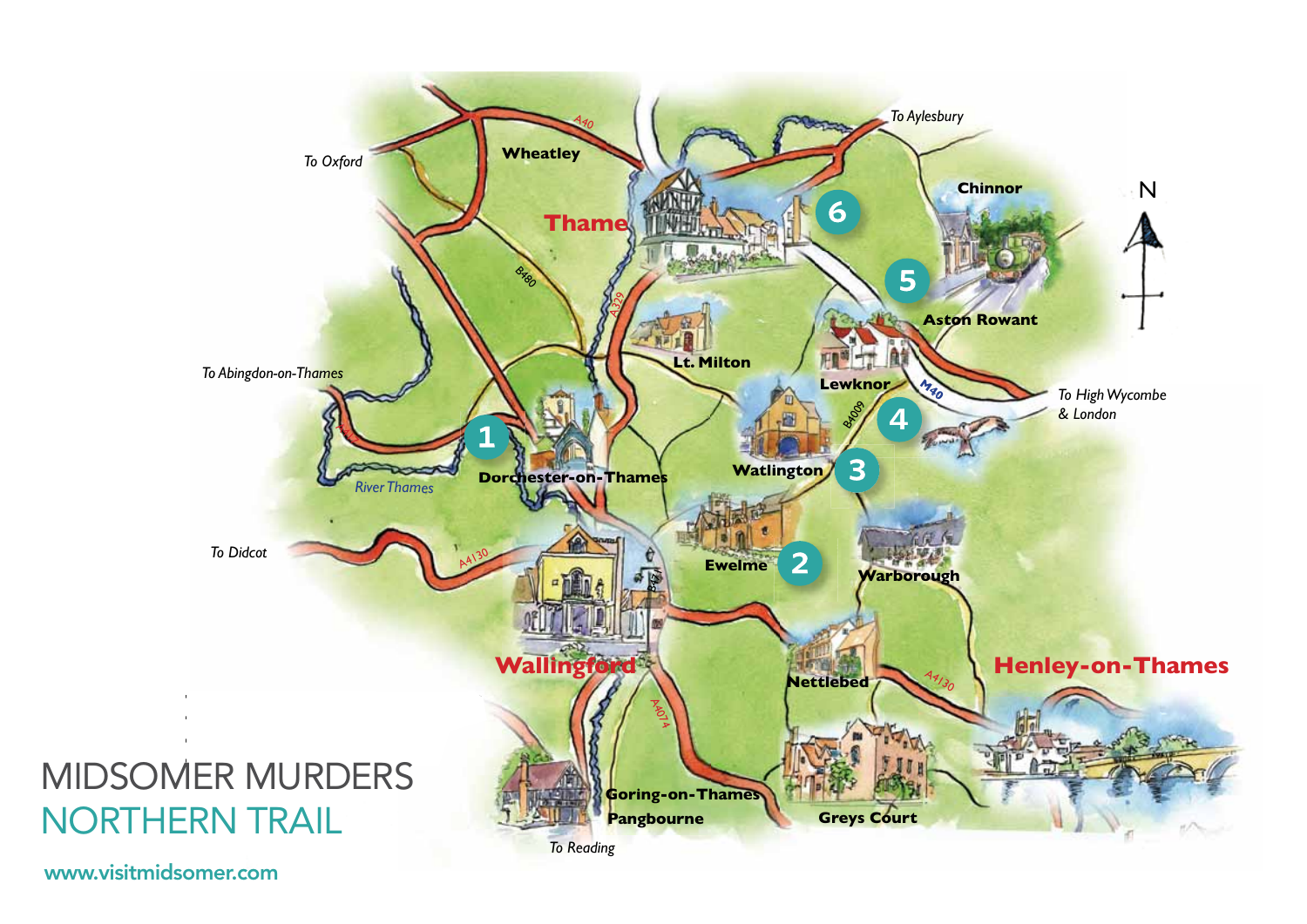# MIDSOMER MURDERS
## NORTHERN TRAIL

www.visitmidsomer.com

To Oxford
Wheatley
A40
To Aylesbury
Thame
6
Chinnor
N
5
B480
A329
Aston Rowant
Lt. Milton
To Abingdon-on-Thames
Lewknor
M40
To High Wycombe & London
B4009
4
1
Watlington
3
River Thames
Dorchester-on-Thames
To Didcot
A4130
2
Ewelme
Warborough
B4074
Wallingford
Henley-on-Thames
Nettlebed
A4130
A4074
Goring-on-Thames
Pangbourne
Greys Court
To Reading